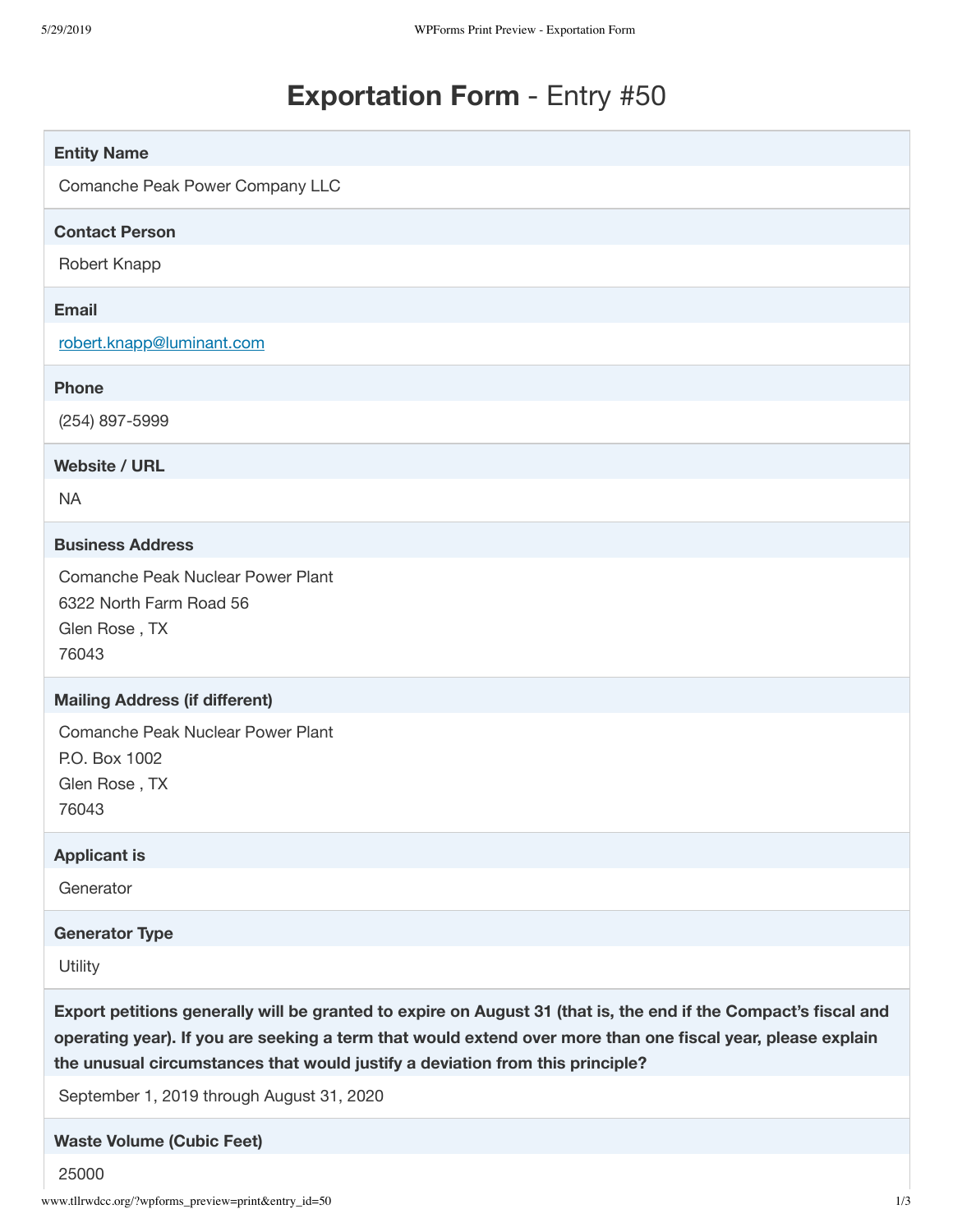# **Exportation Form** - Entry #50

**Entity Name**

Comanche Peak Power Company LLC

**Contact Person**

Robert Knapp

**Email**

robert.knapp@luminant.com

**Phone**

(254) 897-5999

**Website / URL**

NA

**Business Address**

Comanche Peak Nuclear Power Plant
6322 North Farm Road 56
Glen Rose , TX
76043

**Mailing Address (if different)**

Comanche Peak Nuclear Power Plant
P.O. Box 1002
Glen Rose , TX
76043

**Applicant is**

Generator

**Generator Type**

Utility

**Export petitions generally will be granted to expire on August 31 (that is, the end if the Compact's fiscal and operating year). If you are seeking a term that would extend over more than one fiscal year, please explain the unusual circumstances that would justify a deviation from this principle?**

September 1, 2019 through August 31, 2020

**Waste Volume (Cubic Feet)**

25000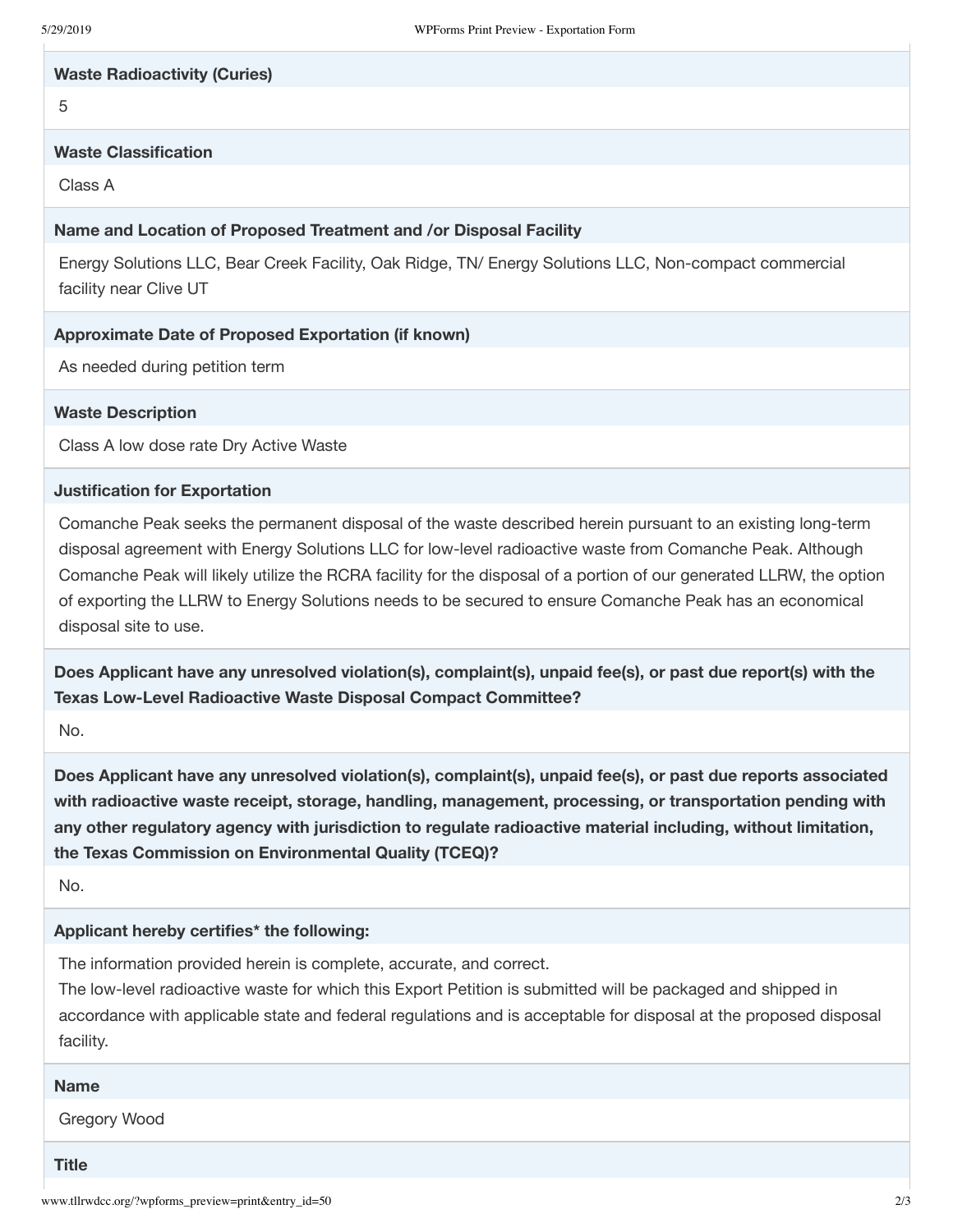**Waste Radioactivity (Curies)**

5

**Waste Classification**

Class A

**Name and Location of Proposed Treatment and /or Disposal Facility**

Energy Solutions LLC, Bear Creek Facility, Oak Ridge, TN/ Energy Solutions LLC, Non-compact commercial facility near Clive UT

**Approximate Date of Proposed Exportation (if known)**

As needed during petition term

**Waste Description**

Class A low dose rate Dry Active Waste

**Justification for Exportation**

Comanche Peak seeks the permanent disposal of the waste described herein pursuant to an existing long-term disposal agreement with Energy Solutions LLC for low-level radioactive waste from Comanche Peak. Although Comanche Peak will likely utilize the RCRA facility for the disposal of a portion of our generated LLRW, the option of exporting the LLRW to Energy Solutions needs to be secured to ensure Comanche Peak has an economical disposal site to use.

**Does Applicant have any unresolved violation(s), complaint(s), unpaid fee(s), or past due report(s) with the Texas Low-Level Radioactive Waste Disposal Compact Committee?**

No.

**Does Applicant have any unresolved violation(s), complaint(s), unpaid fee(s), or past due reports associated with radioactive waste receipt, storage, handling, management, processing, or transportation pending with any other regulatory agency with jurisdiction to regulate radioactive material including, without limitation, the Texas Commission on Environmental Quality (TCEQ)?**

No.

**Applicant hereby certifies* the following:**

The information provided herein is complete, accurate, and correct.
The low-level radioactive waste for which this Export Petition is submitted will be packaged and shipped in accordance with applicable state and federal regulations and is acceptable for disposal at the proposed disposal facility.

**Name**

Gregory Wood

**Title**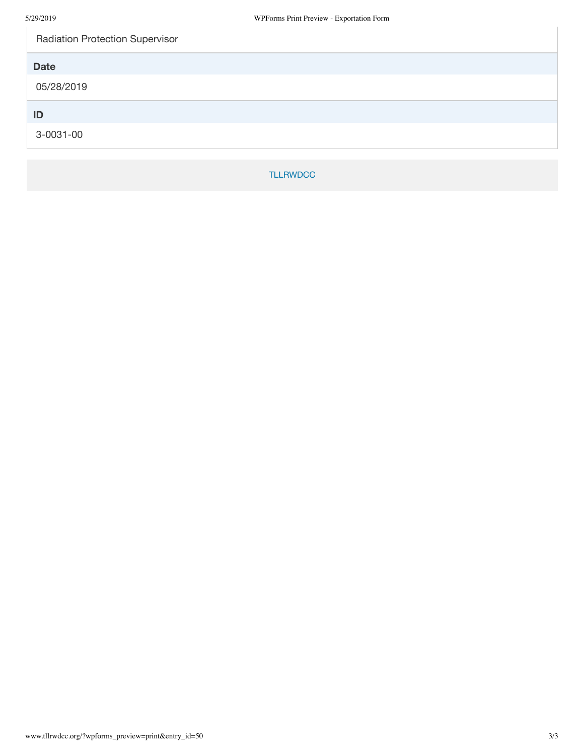Radiation Protection Supervisor

**Date**

05/28/2019

**ID**

3-0031-00

TLLRWDCC